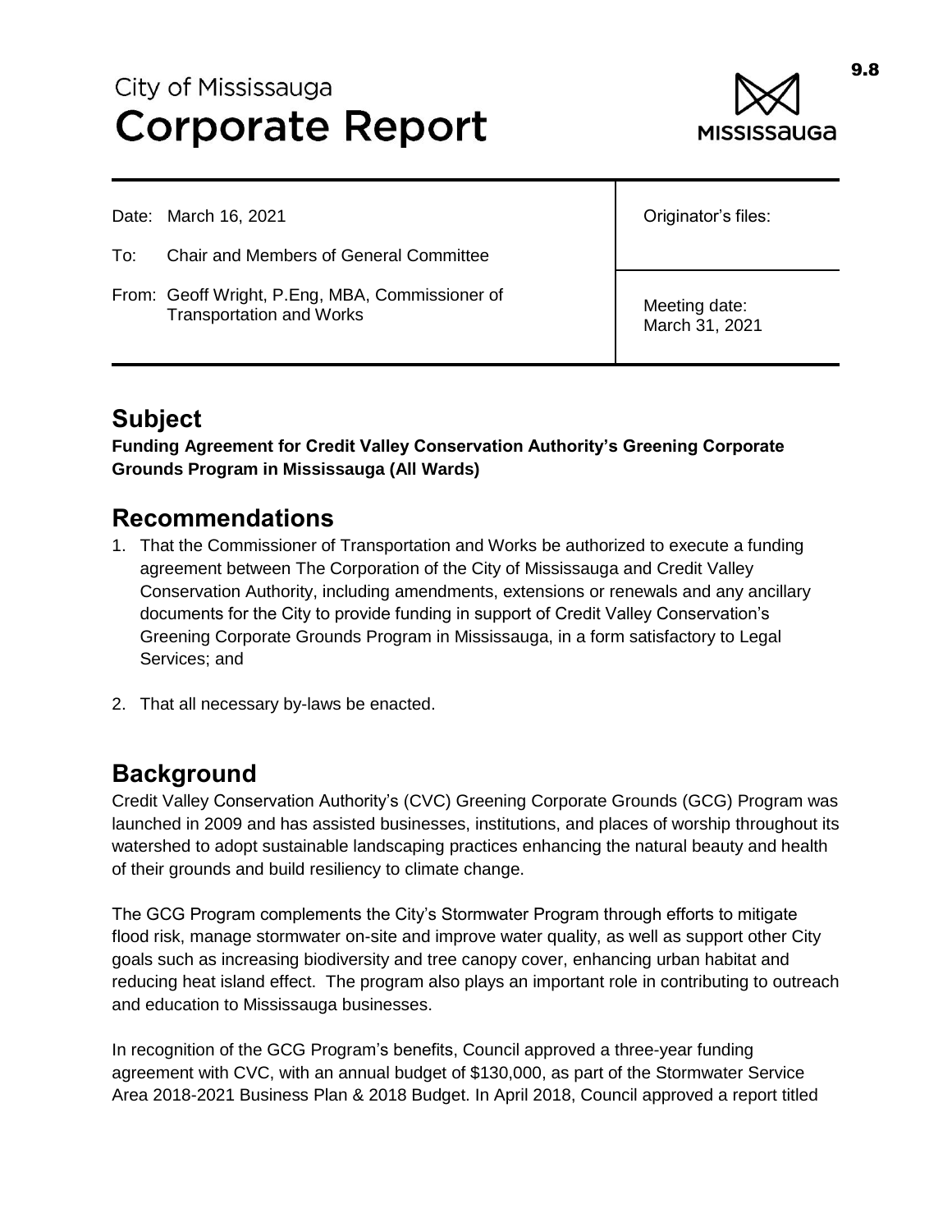City of Mississauga
# Corporate Report

| | |
|---|---|
| Date: March 16, 2021 | Originator's files: |
| To: Chair and Members of General Committee | |
| From: Geoff Wright, P.Eng, MBA, Commissioner of Transportation and Works | Meeting date: March 31, 2021 |

## Subject

**Funding Agreement for Credit Valley Conservation Authority's Greening Corporate Grounds Program in Mississauga (All Wards)**

## Recommendations

1. That the Commissioner of Transportation and Works be authorized to execute a funding agreement between The Corporation of the City of Mississauga and Credit Valley Conservation Authority, including amendments, extensions or renewals and any ancillary documents for the City to provide funding in support of Credit Valley Conservation's Greening Corporate Grounds Program in Mississauga, in a form satisfactory to Legal Services; and

2. That all necessary by-laws be enacted.

## Background

Credit Valley Conservation Authority's (CVC) Greening Corporate Grounds (GCG) Program was launched in 2009 and has assisted businesses, institutions, and places of worship throughout its watershed to adopt sustainable landscaping practices enhancing the natural beauty and health of their grounds and build resiliency to climate change.

The GCG Program complements the City's Stormwater Program through efforts to mitigate flood risk, manage stormwater on-site and improve water quality, as well as support other City goals such as increasing biodiversity and tree canopy cover, enhancing urban habitat and reducing heat island effect. The program also plays an important role in contributing to outreach and education to Mississauga businesses.

In recognition of the GCG Program's benefits, Council approved a three-year funding agreement with CVC, with an annual budget of $130,000, as part of the Stormwater Service Area 2018-2021 Business Plan & 2018 Budget. In April 2018, Council approved a report titled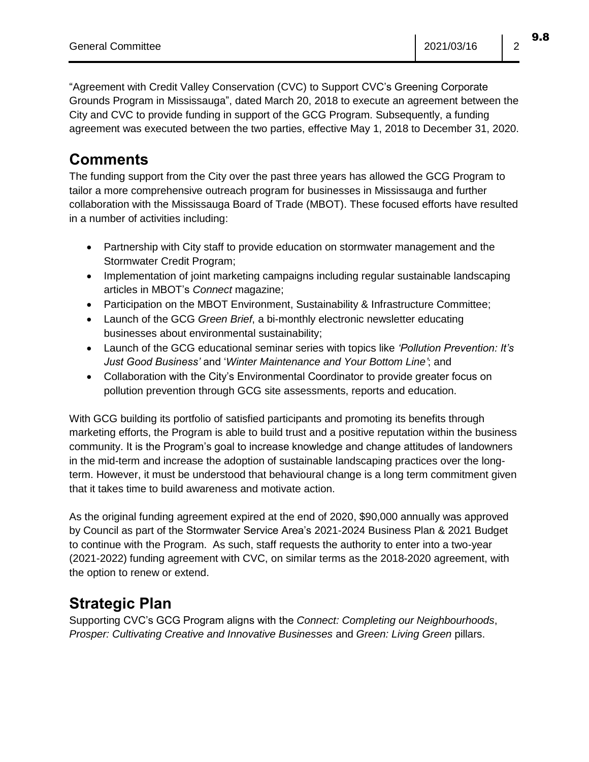"Agreement with Credit Valley Conservation (CVC) to Support CVC's Greening Corporate Grounds Program in Mississauga", dated March 20, 2018 to execute an agreement between the City and CVC to provide funding in support of the GCG Program. Subsequently, a funding agreement was executed between the two parties, effective May 1, 2018 to December 31, 2020.

## Comments

The funding support from the City over the past three years has allowed the GCG Program to tailor a more comprehensive outreach program for businesses in Mississauga and further collaboration with the Mississauga Board of Trade (MBOT). These focused efforts have resulted in a number of activities including:

- Partnership with City staff to provide education on stormwater management and the Stormwater Credit Program;
- Implementation of joint marketing campaigns including regular sustainable landscaping articles in MBOT's *Connect* magazine;
- Participation on the MBOT Environment, Sustainability & Infrastructure Committee;
- Launch of the GCG *Green Brief*, a bi-monthly electronic newsletter educating businesses about environmental sustainability;
- Launch of the GCG educational seminar series with topics like *'Pollution Prevention: It's Just Good Business'* and '*Winter Maintenance and Your Bottom Line'*; and
- Collaboration with the City's Environmental Coordinator to provide greater focus on pollution prevention through GCG site assessments, reports and education.

With GCG building its portfolio of satisfied participants and promoting its benefits through marketing efforts, the Program is able to build trust and a positive reputation within the business community. It is the Program's goal to increase knowledge and change attitudes of landowners in the mid-term and increase the adoption of sustainable landscaping practices over the long-term. However, it must be understood that behavioural change is a long term commitment given that it takes time to build awareness and motivate action.

As the original funding agreement expired at the end of 2020, $90,000 annually was approved by Council as part of the Stormwater Service Area's 2021-2024 Business Plan & 2021 Budget to continue with the Program. As such, staff requests the authority to enter into a two-year (2021-2022) funding agreement with CVC, on similar terms as the 2018-2020 agreement, with the option to renew or extend.

## Strategic Plan

Supporting CVC's GCG Program aligns with the *Connect: Completing our Neighbourhoods*, *Prosper: Cultivating Creative and Innovative Businesses* and *Green: Living Green* pillars.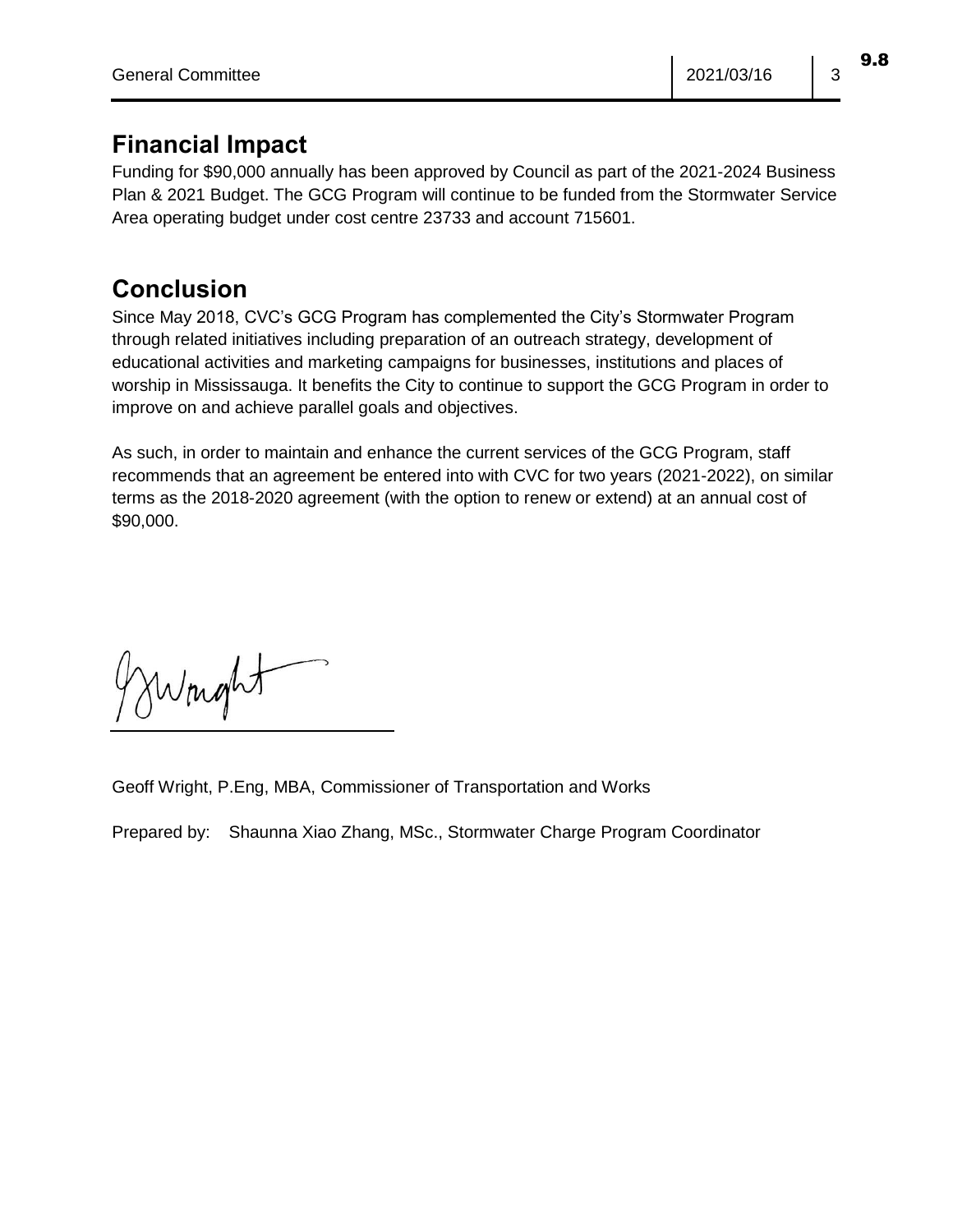## Financial Impact

Funding for $90,000 annually has been approved by Council as part of the 2021-2024 Business Plan & 2021 Budget. The GCG Program will continue to be funded from the Stormwater Service Area operating budget under cost centre 23733 and account 715601.

## Conclusion

Since May 2018, CVC's GCG Program has complemented the City's Stormwater Program through related initiatives including preparation of an outreach strategy, development of educational activities and marketing campaigns for businesses, institutions and places of worship in Mississauga. It benefits the City to continue to support the GCG Program in order to improve on and achieve parallel goals and objectives.

As such, in order to maintain and enhance the current services of the GCG Program, staff recommends that an agreement be entered into with CVC for two years (2021-2022), on similar terms as the 2018-2020 agreement (with the option to renew or extend) at an annual cost of $90,000.

Geoff Wright, P.Eng, MBA, Commissioner of Transportation and Works

Prepared by: Shaunna Xiao Zhang, MSc., Stormwater Charge Program Coordinator